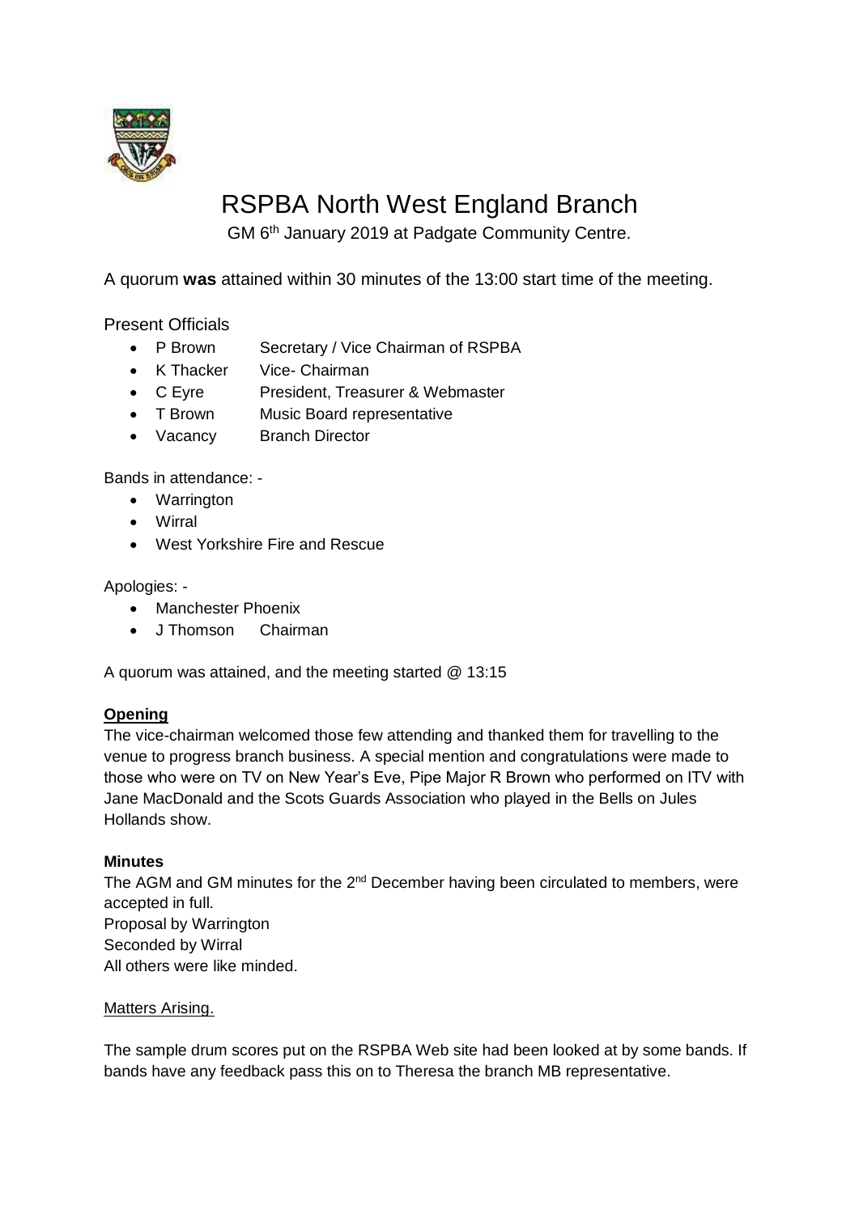# RSPBA North West England Branch

GM 6th January 2019 at Padgate Community Centre.

A quorum **was** attained within 30 minutes of the 13:00 start time of the meeting.

Present Officials

- P Brown    Secretary / Vice Chairman of RSPBA
- K Thacker    Vice- Chairman
- C Eyre    President, Treasurer & Webmaster
- T Brown    Music Board representative
- Vacancy    Branch Director

Bands in attendance: -

- Warrington
- Wirral
- West Yorkshire Fire and Rescue

Apologies: -

- Manchester Phoenix
- J Thomson    Chairman

A quorum was attained, and the meeting started @ 13:15

**Opening**

The vice-chairman welcomed those few attending and thanked them for travelling to the venue to progress branch business. A special mention and congratulations were made to those who were on TV on New Year's Eve, Pipe Major R Brown who performed on ITV with Jane MacDonald and the Scots Guards Association who played in the Bells on Jules Hollands show.

**Minutes**

The AGM and GM minutes for the 2nd December having been circulated to members, were accepted in full.
Proposal by Warrington
Seconded by Wirral
All others were like minded.

Matters Arising.

The sample drum scores put on the RSPBA Web site had been looked at by some bands. If bands have any feedback pass this on to Theresa the branch MB representative.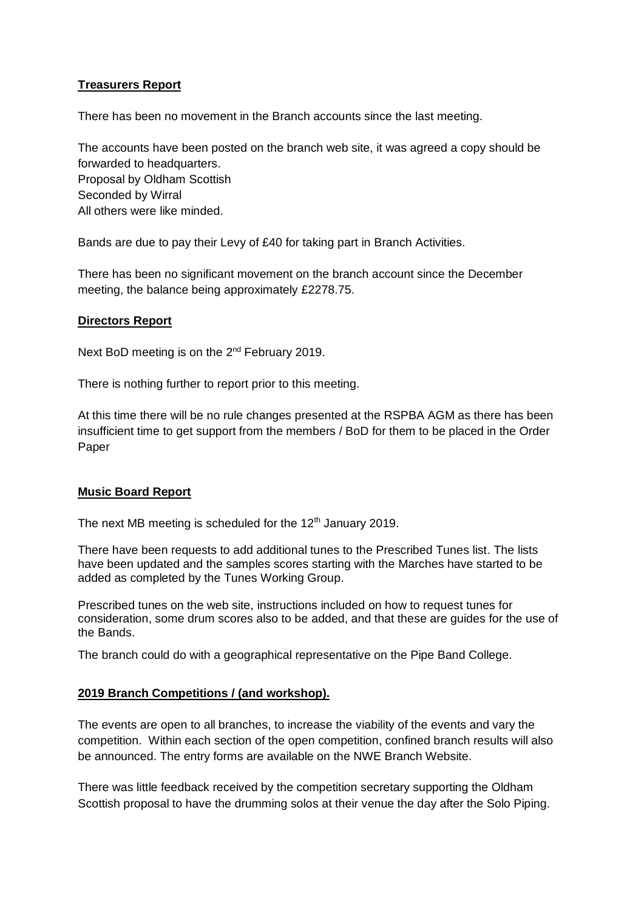**Treasurers Report**

There has been no movement in the Branch accounts since the last meeting.

The accounts have been posted on the branch web site, it was agreed a copy should be forwarded to headquarters.
Proposal by Oldham Scottish
Seconded by Wirral
All others were like minded.

Bands are due to pay their Levy of £40 for taking part in Branch Activities.

There has been no significant movement on the branch account since the December meeting, the balance being approximately £2278.75.

**Directors Report**

Next BoD meeting is on the 2nd February 2019.

There is nothing further to report prior to this meeting.

At this time there will be no rule changes presented at the RSPBA AGM as there has been insufficient time to get support from the members / BoD for them to be placed in the Order Paper

**Music Board Report**

The next MB meeting is scheduled for the 12th January 2019.

There have been requests to add additional tunes to the Prescribed Tunes list. The lists have been updated and the samples scores starting with the Marches have started to be added as completed by the Tunes Working Group.

Prescribed tunes on the web site, instructions included on how to request tunes for consideration, some drum scores also to be added, and that these are guides for the use of the Bands.

The branch could do with a geographical representative on the Pipe Band College.

**2019 Branch Competitions / (and workshop).**

The events are open to all branches, to increase the viability of the events and vary the competition. Within each section of the open competition, confined branch results will also be announced. The entry forms are available on the NWE Branch Website.

There was little feedback received by the competition secretary supporting the Oldham Scottish proposal to have the drumming solos at their venue the day after the Solo Piping.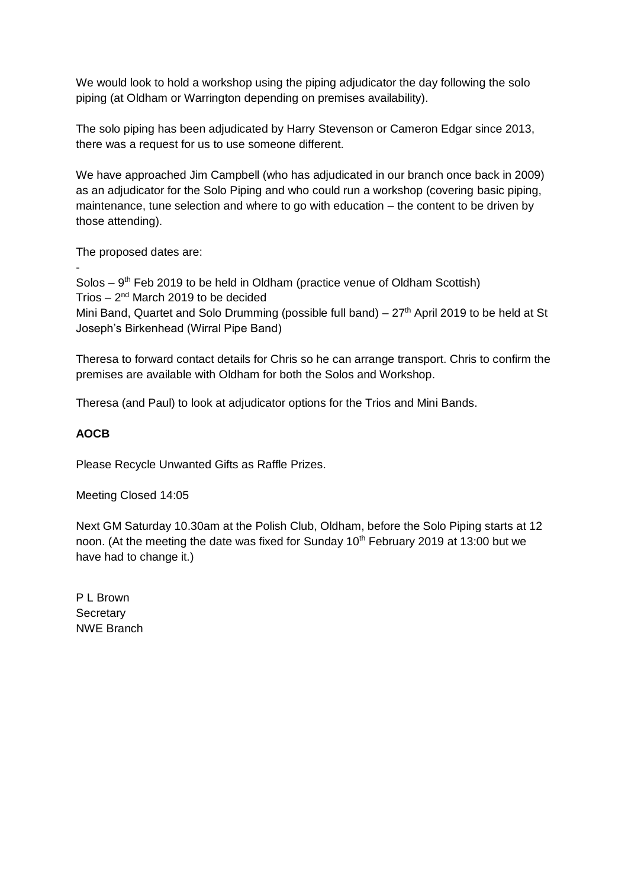We would look to hold a workshop using the piping adjudicator the day following the solo piping (at Oldham or Warrington depending on premises availability).

The solo piping has been adjudicated by Harry Stevenson or Cameron Edgar since 2013, there was a request for us to use someone different.

We have approached Jim Campbell (who has adjudicated in our branch once back in 2009) as an adjudicator for the Solo Piping and who could run a workshop (covering basic piping, maintenance, tune selection and where to go with education – the content to be driven by those attending).

The proposed dates are:

-

Solos – 9th Feb 2019 to be held in Oldham (practice venue of Oldham Scottish)
Trios – 2nd March 2019 to be decided
Mini Band, Quartet and Solo Drumming (possible full band) – 27th April 2019 to be held at St Joseph's Birkenhead (Wirral Pipe Band)

Theresa to forward contact details for Chris so he can arrange transport. Chris to confirm the premises are available with Oldham for both the Solos and Workshop.

Theresa (and Paul) to look at adjudicator options for the Trios and Mini Bands.

**AOCB**

Please Recycle Unwanted Gifts as Raffle Prizes.

Meeting Closed 14:05

Next GM Saturday 10.30am at the Polish Club, Oldham, before the Solo Piping starts at 12 noon. (At the meeting the date was fixed for Sunday 10th February 2019 at 13:00 but we have had to change it.)

P L Brown
Secretary
NWE Branch